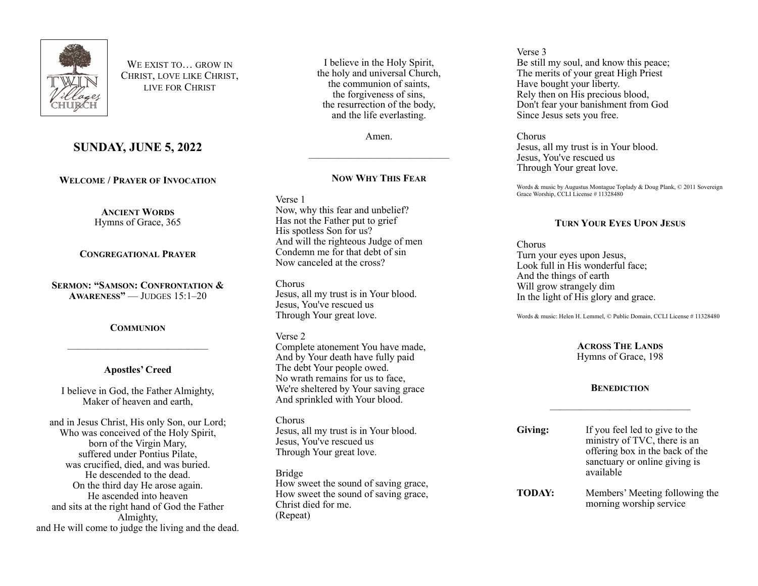We exist to… grow in Christ, love like Christ, live for Christ

# SUNDAY, JUNE 5, 2022

**Welcome / Prayer of Invocation**

**Ancient Words**
Hymns of Grace, 365

**Congregational Prayer**

**Sermon: "Samson: Confrontation & Awareness"** — Judges 15:1–20

**Communion**

---

**Apostles' Creed**

I believe in God, the Father Almighty,
Maker of heaven and earth,

and in Jesus Christ, His only Son, our Lord;
Who was conceived of the Holy Spirit,
born of the Virgin Mary,
suffered under Pontius Pilate,
was crucified, died, and was buried.
He descended to the dead.
On the third day He arose again.
He ascended into heaven
and sits at the right hand of God the Father Almighty,
and He will come to judge the living and the dead.

I believe in the Holy Spirit,
the holy and universal Church,
the communion of saints,
the forgiveness of sins,
the resurrection of the body,
and the life everlasting.

Amen.

---

**Now Why This Fear**

Verse 1
Now, why this fear and unbelief?
Has not the Father put to grief
His spotless Son for us?
And will the righteous Judge of men
Condemn me for that debt of sin
Now canceled at the cross?

Chorus
Jesus, all my trust is in Your blood.
Jesus, You've rescued us
Through Your great love.

Verse 2
Complete atonement You have made,
And by Your death have fully paid
The debt Your people owed.
No wrath remains for us to face,
We're sheltered by Your saving grace
And sprinkled with Your blood.

Chorus
Jesus, all my trust is in Your blood.
Jesus, You've rescued us
Through Your great love.

Bridge
How sweet the sound of saving grace,
How sweet the sound of saving grace,
Christ died for me.
(Repeat)

Verse 3
Be still my soul, and know this peace;
The merits of your great High Priest
Have bought your liberty.
Rely then on His precious blood,
Don't fear your banishment from God
Since Jesus sets you free.

Chorus
Jesus, all my trust is in Your blood.
Jesus, You've rescued us
Through Your great love.

Words & music by Augustus Montague Toplady & Doug Plank, © 2011 Sovereign Grace Worship, CCLI License # 11328480

**Turn Your Eyes Upon Jesus**

Chorus
Turn your eyes upon Jesus,
Look full in His wonderful face;
And the things of earth
Will grow strangely dim
In the light of His glory and grace.

Words & music: Helen H. Lemmel, © Public Domain, CCLI License # 11328480

**Across The Lands**
Hymns of Grace, 198

**Benediction**

---

**Giving:** If you feel led to give to the ministry of TVC, there is an offering box in the back of the sanctuary or online giving is available

**TODAY:** Members' Meeting following the morning worship service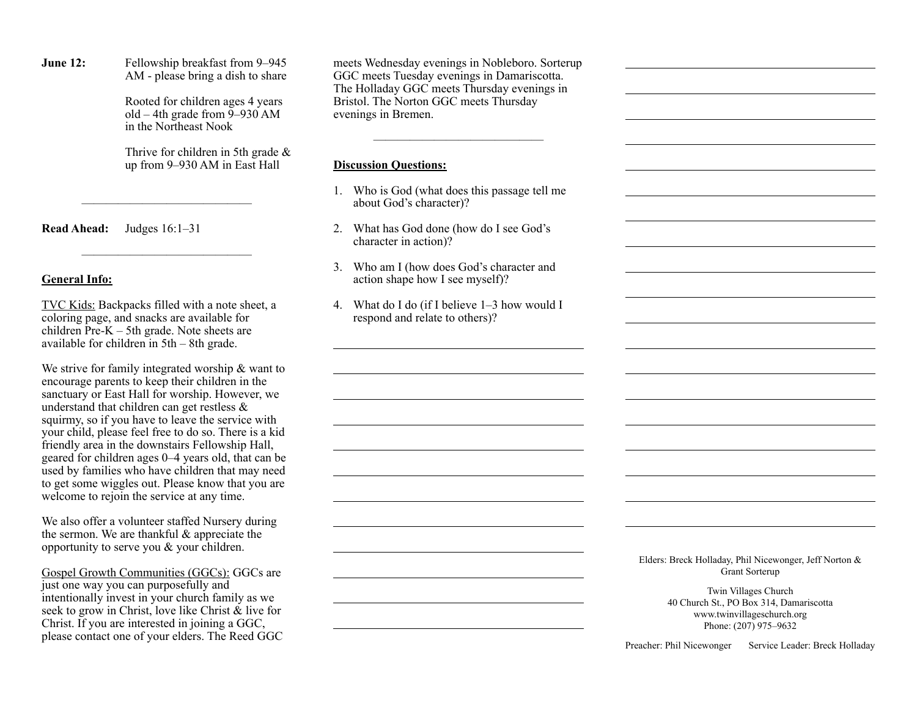**June 12:** Fellowship breakfast from 9–945 AM - please bring a dish to share

Rooted for children ages 4 years old – 4th grade from 9–930 AM in the Northeast Nook

Thrive for children in 5th grade & up from 9–930 AM in East Hall

---

**Read Ahead:** Judges 16:1–31

---

## General Info:

TVC Kids: Backpacks filled with a note sheet, a coloring page, and snacks are available for children Pre-K – 5th grade. Note sheets are available for children in 5th – 8th grade.

We strive for family integrated worship & want to encourage parents to keep their children in the sanctuary or East Hall for worship. However, we understand that children can get restless & squirmy, so if you have to leave the service with your child, please feel free to do so. There is a kid friendly area in the downstairs Fellowship Hall, geared for children ages 0–4 years old, that can be used by families who have children that may need to get some wiggles out. Please know that you are welcome to rejoin the service at any time.

We also offer a volunteer staffed Nursery during the sermon. We are thankful & appreciate the opportunity to serve you & your children.

Gospel Growth Communities (GGCs): GGCs are just one way you can purposefully and intentionally invest in your church family as we seek to grow in Christ, love like Christ & live for Christ. If you are interested in joining a GGC, please contact one of your elders. The Reed GGC meets Wednesday evenings in Nobleboro. Sorterup GGC meets Tuesday evenings in Damariscotta. The Holladay GGC meets Thursday evenings in Bristol. The Norton GGC meets Thursday evenings in Bremen.

---

## Discussion Questions:

1. Who is God (what does this passage tell me about God's character)?
2. What has God done (how do I see God's character in action)?
3. Who am I (how does God's character and action shape how I see myself)?
4. What do I do (if I believe 1–3 how would I respond and relate to others)?

Elders: Breck Holladay, Phil Nicewonger, Jeff Norton & Grant Sorterup

Twin Villages Church
40 Church St., PO Box 314, Damariscotta
www.twinvillageschurch.org
Phone: (207) 975–9632

Preacher: Phil Nicewonger Service Leader: Breck Holladay